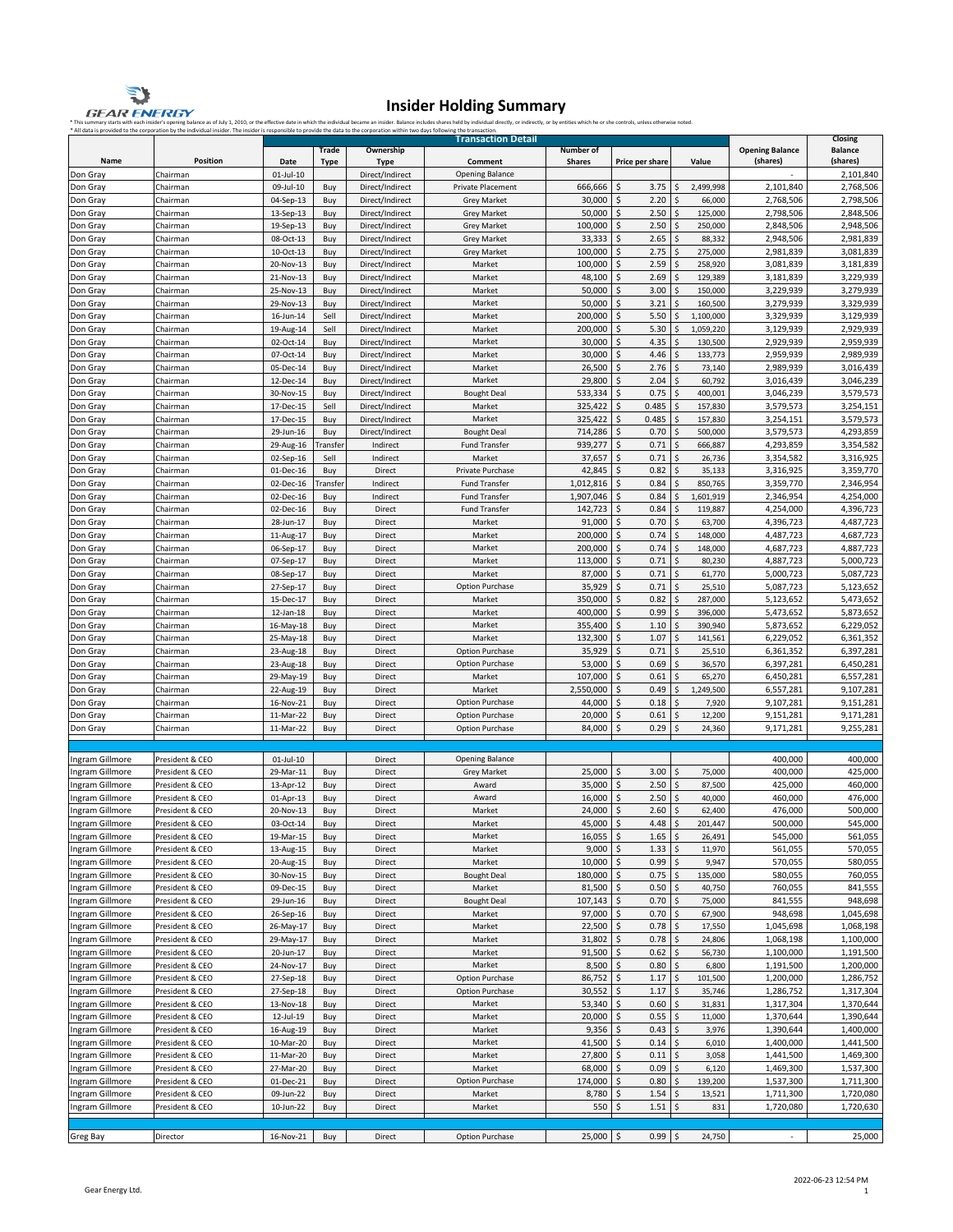# Insider Holding Summary

\* This summary starts with each insider's opening balance as of July 1, 2010, or the effective date in which the individual became an insider. Balance includes shares held by individual directly, or indirectly, or by entities which he or she controls, unless otherwise noted.
\* All data is provided to the corporation by the individual insider. The insider is responsible to provide the data to the corporation within two days following the transaction.

| Name | Position | Transaction Detail | | | | | | | Opening Balance (shares) | Closing Balance (shares) |
|---|---|---|---|---|---|---|---|---|---|---|
| | | Date | Trade Type | Ownership Type | Comment | Number of Shares | Price per share | Value | | |
| Don Gray | Chairman | 01-Jul-10 | | Direct/Indirect | Opening Balance | | | | - | 2,101,840 |
| Don Gray | Chairman | 09-Jul-10 | Buy | Direct/Indirect | Private Placement | 666,666 | $ 3.75 | $ 2,499,998 | 2,101,840 | 2,768,506 |
| Don Gray | Chairman | 04-Sep-13 | Buy | Direct/Indirect | Grey Market | 30,000 | $ 2.20 | $ 66,000 | 2,768,506 | 2,798,506 |
| Don Gray | Chairman | 13-Sep-13 | Buy | Direct/Indirect | Grey Market | 50,000 | $ 2.50 | $ 125,000 | 2,798,506 | 2,848,506 |
| Don Gray | Chairman | 19-Sep-13 | Buy | Direct/Indirect | Grey Market | 100,000 | $ 2.50 | $ 250,000 | 2,848,506 | 2,948,506 |
| Don Gray | Chairman | 08-Oct-13 | Buy | Direct/Indirect | Grey Market | 33,333 | $ 2.65 | $ 88,332 | 2,948,506 | 2,981,839 |
| Don Gray | Chairman | 10-Oct-13 | Buy | Direct/Indirect | Grey Market | 100,000 | $ 2.75 | $ 275,000 | 2,981,839 | 3,081,839 |
| Don Gray | Chairman | 20-Nov-13 | Buy | Direct/Indirect | Market | 100,000 | $ 2.59 | $ 258,920 | 3,081,839 | 3,181,839 |
| Don Gray | Chairman | 21-Nov-13 | Buy | Direct/Indirect | Market | 48,100 | $ 2.69 | $ 129,389 | 3,181,839 | 3,229,939 |
| Don Gray | Chairman | 25-Nov-13 | Buy | Direct/Indirect | Market | 50,000 | $ 3.00 | $ 150,000 | 3,229,939 | 3,279,939 |
| Don Gray | Chairman | 29-Nov-13 | Buy | Direct/Indirect | Market | 50,000 | $ 3.21 | $ 160,500 | 3,279,939 | 3,329,939 |
| Don Gray | Chairman | 16-Jun-14 | Sell | Direct/Indirect | Market | 200,000 | $ 5.50 | $ 1,100,000 | 3,329,939 | 3,129,939 |
| Don Gray | Chairman | 19-Aug-14 | Sell | Direct/Indirect | Market | 200,000 | $ 5.30 | $ 1,059,220 | 3,129,939 | 2,929,939 |
| Don Gray | Chairman | 02-Oct-14 | Buy | Direct/Indirect | Market | 30,000 | $ 4.35 | $ 130,500 | 2,929,939 | 2,959,939 |
| Don Gray | Chairman | 07-Oct-14 | Buy | Direct/Indirect | Market | 30,000 | $ 4.46 | $ 133,773 | 2,959,939 | 2,989,939 |
| Don Gray | Chairman | 05-Dec-14 | Buy | Direct/Indirect | Market | 26,500 | $ 2.76 | $ 73,140 | 2,989,939 | 3,016,439 |
| Don Gray | Chairman | 12-Dec-14 | Buy | Direct/Indirect | Market | 29,800 | $ 2.04 | $ 60,792 | 3,016,439 | 3,046,239 |
| Don Gray | Chairman | 30-Nov-15 | Buy | Direct/Indirect | Bought Deal | 533,334 | $ 0.75 | $ 400,001 | 3,046,239 | 3,579,573 |
| Don Gray | Chairman | 17-Dec-15 | Sell | Direct/Indirect | Market | 325,422 | $ 0.485 | $ 157,830 | 3,579,573 | 3,254,151 |
| Don Gray | Chairman | 17-Dec-15 | Buy | Direct/Indirect | Market | 325,422 | $ 0.485 | $ 157,830 | 3,254,151 | 3,579,573 |
| Don Gray | Chairman | 29-Jun-16 | Buy | Direct/Indirect | Bought Deal | 714,286 | $ 0.70 | $ 500,000 | 3,579,573 | 4,293,859 |
| Don Gray | Chairman | 29-Aug-16 | Transfer | Indirect | Fund Transfer | 939,277 | $ 0.71 | $ 666,887 | 4,293,859 | 3,354,582 |
| Don Gray | Chairman | 02-Sep-16 | Sell | Indirect | Market | 37,657 | $ 0.71 | $ 26,736 | 3,354,582 | 3,316,925 |
| Don Gray | Chairman | 01-Dec-16 | Buy | Direct | Private Purchase | 42,845 | $ 0.82 | $ 35,133 | 3,316,925 | 3,359,770 |
| Don Gray | Chairman | 02-Dec-16 | Transfer | Indirect | Fund Transfer | 1,012,816 | $ 0.84 | $ 850,765 | 3,359,770 | 2,346,954 |
| Don Gray | Chairman | 02-Dec-16 | Buy | Indirect | Fund Transfer | 1,907,046 | $ 0.84 | $ 1,601,919 | 2,346,954 | 4,254,000 |
| Don Gray | Chairman | 02-Dec-16 | Buy | Direct | Fund Transfer | 142,723 | $ 0.84 | $ 119,887 | 4,254,000 | 4,396,723 |
| Don Gray | Chairman | 28-Jun-17 | Buy | Direct | Market | 91,000 | $ 0.70 | $ 63,700 | 4,396,723 | 4,487,723 |
| Don Gray | Chairman | 11-Aug-17 | Buy | Direct | Market | 200,000 | $ 0.74 | $ 148,000 | 4,487,723 | 4,687,723 |
| Don Gray | Chairman | 06-Sep-17 | Buy | Direct | Market | 200,000 | $ 0.74 | $ 148,000 | 4,687,723 | 4,887,723 |
| Don Gray | Chairman | 07-Sep-17 | Buy | Direct | Market | 113,000 | $ 0.71 | $ 80,230 | 4,887,723 | 5,000,723 |
| Don Gray | Chairman | 08-Sep-17 | Buy | Direct | Market | 87,000 | $ 0.71 | $ 61,770 | 5,000,723 | 5,087,723 |
| Don Gray | Chairman | 27-Sep-17 | Buy | Direct | Option Purchase | 35,929 | $ 0.71 | $ 25,510 | 5,087,723 | 5,123,652 |
| Don Gray | Chairman | 15-Dec-17 | Buy | Direct | Market | 350,000 | $ 0.82 | $ 287,000 | 5,123,652 | 5,473,652 |
| Don Gray | Chairman | 12-Jan-18 | Buy | Direct | Market | 400,000 | $ 0.99 | $ 396,000 | 5,473,652 | 5,873,652 |
| Don Gray | Chairman | 16-May-18 | Buy | Direct | Market | 355,400 | $ 1.10 | $ 390,940 | 5,873,652 | 6,229,052 |
| Don Gray | Chairman | 25-May-18 | Buy | Direct | Market | 132,300 | $ 1.07 | $ 141,561 | 6,229,052 | 6,361,352 |
| Don Gray | Chairman | 23-Aug-18 | Buy | Direct | Option Purchase | 35,929 | $ 0.71 | $ 25,510 | 6,361,352 | 6,397,281 |
| Don Gray | Chairman | 23-Aug-18 | Buy | Direct | Option Purchase | 53,000 | $ 0.69 | $ 36,570 | 6,397,281 | 6,450,281 |
| Don Gray | Chairman | 29-May-19 | Buy | Direct | Market | 107,000 | $ 0.61 | $ 65,270 | 6,450,281 | 6,557,281 |
| Don Gray | Chairman | 22-Aug-19 | Buy | Direct | Market | 2,550,000 | $ 0.49 | $ 1,249,500 | 6,557,281 | 9,107,281 |
| Don Gray | Chairman | 16-Nov-21 | Buy | Direct | Option Purchase | 44,000 | $ 0.18 | $ 7,920 | 9,107,281 | 9,151,281 |
| Don Gray | Chairman | 11-Mar-22 | Buy | Direct | Option Purchase | 20,000 | $ 0.61 | $ 12,200 | 9,151,281 | 9,171,281 |
| Don Gray | Chairman | 11-Mar-22 | Buy | Direct | Option Purchase | 84,000 | $ 0.29 | $ 24,360 | 9,171,281 | 9,255,281 |
| | | | | | | | | | | |
| Ingram Gillmore | President & CEO | 01-Jul-10 | | Direct | Opening Balance | | | | 400,000 | 400,000 |
| Ingram Gillmore | President & CEO | 29-Mar-11 | Buy | Direct | Grey Market | 25,000 | $ 3.00 | $ 75,000 | 400,000 | 425,000 |
| Ingram Gillmore | President & CEO | 13-Apr-12 | Buy | Direct | Award | 35,000 | $ 2.50 | $ 87,500 | 425,000 | 460,000 |
| Ingram Gillmore | President & CEO | 01-Apr-13 | Buy | Direct | Award | 16,000 | $ 2.50 | $ 40,000 | 460,000 | 476,000 |
| Ingram Gillmore | President & CEO | 20-Nov-13 | Buy | Direct | Market | 24,000 | $ 2.60 | $ 62,400 | 476,000 | 500,000 |
| Ingram Gillmore | President & CEO | 03-Oct-14 | Buy | Direct | Market | 45,000 | $ 4.48 | $ 201,447 | 500,000 | 545,000 |
| Ingram Gillmore | President & CEO | 19-Mar-15 | Buy | Direct | Market | 16,055 | $ 1.65 | $ 26,491 | 545,000 | 561,055 |
| Ingram Gillmore | President & CEO | 13-Aug-15 | Buy | Direct | Market | 9,000 | $ 1.33 | $ 11,970 | 561,055 | 570,055 |
| Ingram Gillmore | President & CEO | 20-Aug-15 | Buy | Direct | Market | 10,000 | $ 0.99 | $ 9,947 | 570,055 | 580,055 |
| Ingram Gillmore | President & CEO | 30-Nov-15 | Buy | Direct | Bought Deal | 180,000 | $ 0.75 | $ 135,000 | 580,055 | 760,055 |
| Ingram Gillmore | President & CEO | 09-Dec-15 | Buy | Direct | Market | 81,500 | $ 0.50 | $ 40,750 | 760,055 | 841,555 |
| Ingram Gillmore | President & CEO | 29-Jun-16 | Buy | Direct | Bought Deal | 107,143 | $ 0.70 | $ 75,000 | 841,555 | 948,698 |
| Ingram Gillmore | President & CEO | 26-Sep-16 | Buy | Direct | Market | 97,000 | $ 0.70 | $ 67,900 | 948,698 | 1,045,698 |
| Ingram Gillmore | President & CEO | 26-May-17 | Buy | Direct | Market | 22,500 | $ 0.78 | $ 17,550 | 1,045,698 | 1,068,198 |
| Ingram Gillmore | President & CEO | 29-May-17 | Buy | Direct | Market | 31,802 | $ 0.78 | $ 24,806 | 1,068,198 | 1,100,000 |
| Ingram Gillmore | President & CEO | 20-Jun-17 | Buy | Direct | Market | 91,500 | $ 0.62 | $ 56,730 | 1,100,000 | 1,191,500 |
| Ingram Gillmore | President & CEO | 24-Nov-17 | Buy | Direct | Market | 8,500 | $ 0.80 | $ 6,800 | 1,191,500 | 1,200,000 |
| Ingram Gillmore | President & CEO | 27-Sep-18 | Buy | Direct | Option Purchase | 86,752 | $ 1.17 | $ 101,500 | 1,200,000 | 1,286,752 |
| Ingram Gillmore | President & CEO | 27-Sep-18 | Buy | Direct | Option Purchase | 30,552 | $ 1.17 | $ 35,746 | 1,286,752 | 1,317,304 |
| Ingram Gillmore | President & CEO | 13-Nov-18 | Buy | Direct | Market | 53,340 | $ 0.60 | $ 31,831 | 1,317,304 | 1,370,644 |
| Ingram Gillmore | President & CEO | 12-Jul-19 | Buy | Direct | Market | 20,000 | $ 0.55 | $ 11,000 | 1,370,644 | 1,390,644 |
| Ingram Gillmore | President & CEO | 16-Aug-19 | Buy | Direct | Market | 9,356 | $ 0.43 | $ 3,976 | 1,390,644 | 1,400,000 |
| Ingram Gillmore | President & CEO | 10-Mar-20 | Buy | Direct | Market | 41,500 | $ 0.14 | $ 6,010 | 1,400,000 | 1,441,500 |
| Ingram Gillmore | President & CEO | 11-Mar-20 | Buy | Direct | Market | 27,800 | $ 0.11 | $ 3,058 | 1,441,500 | 1,469,300 |
| Ingram Gillmore | President & CEO | 27-Mar-20 | Buy | Direct | Market | 68,000 | $ 0.09 | $ 6,120 | 1,469,300 | 1,537,300 |
| Ingram Gillmore | President & CEO | 01-Dec-21 | Buy | Direct | Option Purchase | 174,000 | $ 0.80 | $ 139,200 | 1,537,300 | 1,711,300 |
| Ingram Gillmore | President & CEO | 09-Jun-22 | Buy | Direct | Market | 8,780 | $ 1.54 | $ 13,521 | 1,711,300 | 1,720,080 |
| Ingram Gillmore | President & CEO | 10-Jun-22 | Buy | Direct | Market | 550 | $ 1.51 | $ 831 | 1,720,080 | 1,720,630 |
| | | | | | | | | | | |
| Greg Bay | Director | 16-Nov-21 | Buy | Direct | Option Purchase | 25,000 | $ 0.99 | $ 24,750 | - | 25,000 |

Gear Energy Ltd.

2022-06-23 12:54 PM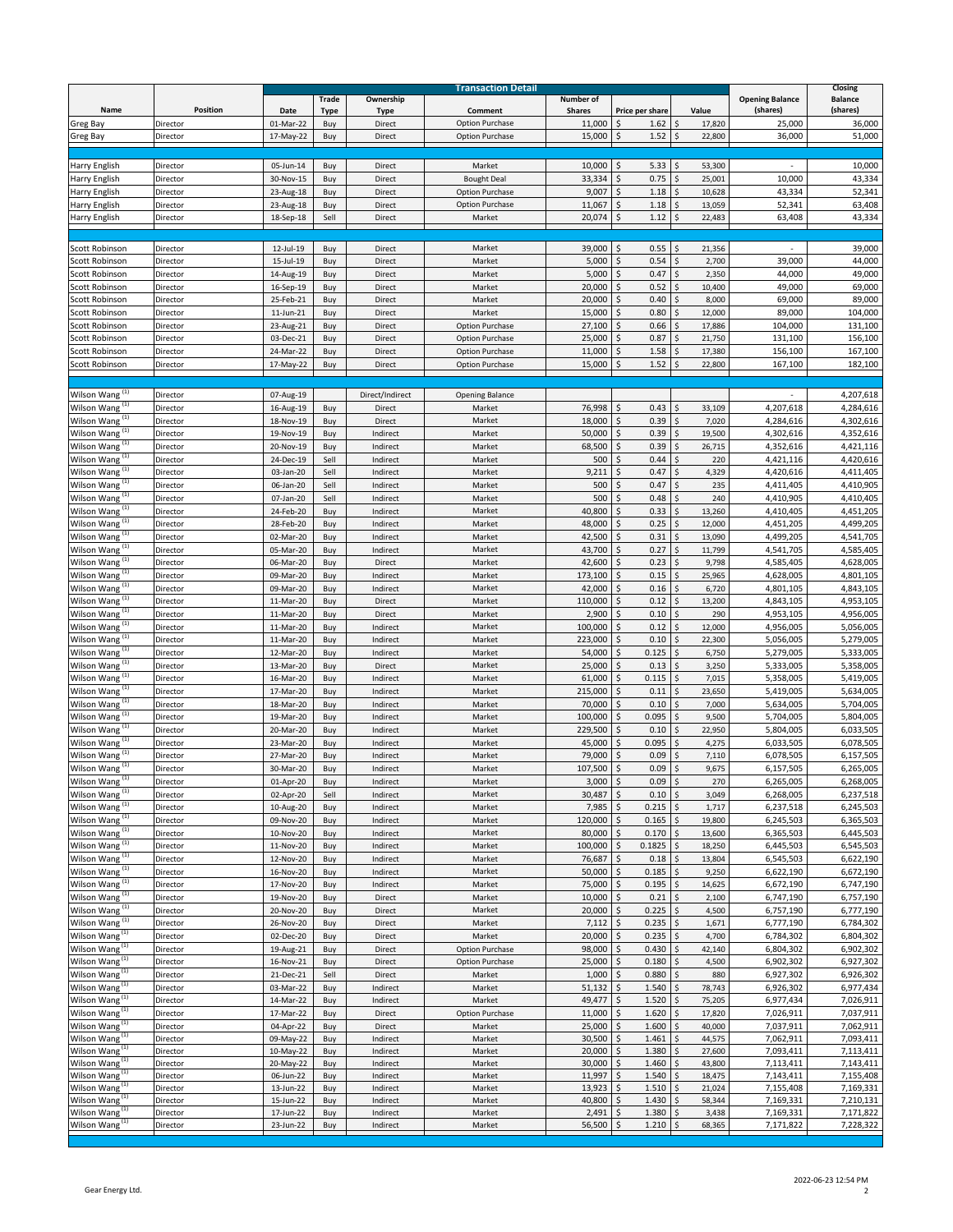| Name | Position | Transaction Detail | | | | | | | | Closing Balance (shares) |
|---|---|---|---|---|---|---|---|---|---|---|
| | | Date | Trade Type | Ownership Type | Comment | Number of Shares | Price per share | Value | Opening Balance (shares) | |
| Greg Bay | Director | 01-Mar-22 | Buy | Direct | Option Purchase | 11,000 | $ 1.62 | $ 17,820 | 25,000 | 36,000 |
| Greg Bay | Director | 17-May-22 | Buy | Direct | Option Purchase | 15,000 | $ 1.52 | $ 22,800 | 36,000 | 51,000 |
| | | | | | | | | | | |
| Harry English | Director | 05-Jun-14 | Buy | Direct | Market | 10,000 | $ 5.33 | $ 53,300 | - | 10,000 |
| Harry English | Director | 30-Nov-15 | Buy | Direct | Bought Deal | 33,334 | $ 0.75 | $ 25,001 | 10,000 | 43,334 |
| Harry English | Director | 23-Aug-18 | Buy | Direct | Option Purchase | 9,007 | $ 1.18 | $ 10,628 | 43,334 | 52,341 |
| Harry English | Director | 23-Aug-18 | Buy | Direct | Option Purchase | 11,067 | $ 1.18 | $ 13,059 | 52,341 | 63,408 |
| Harry English | Director | 18-Sep-18 | Sell | Direct | Market | 20,074 | $ 1.12 | $ 22,483 | 63,408 | 43,334 |
| | | | | | | | | | | |
| Scott Robinson | Director | 12-Jul-19 | Buy | Direct | Market | 39,000 | $ 0.55 | $ 21,356 | - | 39,000 |
| Scott Robinson | Director | 15-Jul-19 | Buy | Direct | Market | 5,000 | $ 0.54 | $ 2,700 | 39,000 | 44,000 |
| Scott Robinson | Director | 14-Aug-19 | Buy | Direct | Market | 5,000 | $ 0.47 | $ 2,350 | 44,000 | 49,000 |
| Scott Robinson | Director | 16-Sep-19 | Buy | Direct | Market | 20,000 | $ 0.52 | $ 10,400 | 49,000 | 69,000 |
| Scott Robinson | Director | 25-Feb-21 | Buy | Direct | Market | 20,000 | $ 0.40 | $ 8,000 | 69,000 | 89,000 |
| Scott Robinson | Director | 11-Jun-21 | Buy | Direct | Market | 15,000 | $ 0.80 | $ 12,000 | 89,000 | 104,000 |
| Scott Robinson | Director | 23-Aug-21 | Buy | Direct | Option Purchase | 27,100 | $ 0.66 | $ 17,886 | 104,000 | 131,100 |
| Scott Robinson | Director | 03-Dec-21 | Buy | Direct | Option Purchase | 25,000 | $ 0.87 | $ 21,750 | 131,100 | 156,100 |
| Scott Robinson | Director | 24-Mar-22 | Buy | Direct | Option Purchase | 11,000 | $ 1.58 | $ 17,380 | 156,100 | 167,100 |
| Scott Robinson | Director | 17-May-22 | Buy | Direct | Option Purchase | 15,000 | $ 1.52 | $ 22,800 | 167,100 | 182,100 |
| | | | | | | | | | | |
| Wilson Wang [1] | Director | 07-Aug-19 | | Direct/Indirect | Opening Balance | | | | - | 4,207,618 |
| Wilson Wang [1] | Director | 16-Aug-19 | Buy | Direct | Market | 76,998 | $ 0.43 | $ 33,109 | 4,207,618 | 4,284,616 |
| Wilson Wang [1] | Director | 18-Nov-19 | Buy | Direct | Market | 18,000 | $ 0.39 | $ 7,020 | 4,284,616 | 4,302,616 |
| Wilson Wang [1] | Director | 19-Nov-19 | Buy | Indirect | Market | 50,000 | $ 0.39 | $ 19,500 | 4,302,616 | 4,352,616 |
| Wilson Wang [1] | Director | 20-Nov-19 | Buy | Indirect | Market | 68,500 | $ 0.39 | $ 26,715 | 4,352,616 | 4,421,116 |
| Wilson Wang [1] | Director | 24-Dec-19 | Sell | Indirect | Market | 500 | $ 0.44 | $ 220 | 4,421,116 | 4,420,616 |
| Wilson Wang [1] | Director | 03-Jan-20 | Sell | Indirect | Market | 9,211 | $ 0.47 | $ 4,329 | 4,420,616 | 4,411,405 |
| Wilson Wang [1] | Director | 06-Jan-20 | Sell | Indirect | Market | 500 | $ 0.47 | $ 235 | 4,411,405 | 4,410,905 |
| Wilson Wang [1] | Director | 07-Jan-20 | Sell | Indirect | Market | 500 | $ 0.48 | $ 240 | 4,410,905 | 4,410,405 |
| Wilson Wang [1] | Director | 24-Feb-20 | Buy | Indirect | Market | 40,800 | $ 0.33 | $ 13,260 | 4,410,405 | 4,451,205 |
| Wilson Wang [1] | Director | 28-Feb-20 | Buy | Indirect | Market | 48,000 | $ 0.25 | $ 12,000 | 4,451,205 | 4,499,205 |
| Wilson Wang [1] | Director | 02-Mar-20 | Buy | Indirect | Market | 42,500 | $ 0.31 | $ 13,090 | 4,499,205 | 4,541,705 |
| Wilson Wang [1] | Director | 05-Mar-20 | Buy | Indirect | Market | 43,700 | $ 0.27 | $ 11,799 | 4,541,705 | 4,585,405 |
| Wilson Wang [1] | Director | 06-Mar-20 | Buy | Direct | Market | 42,600 | $ 0.23 | $ 9,798 | 4,585,405 | 4,628,005 |
| Wilson Wang [1] | Director | 09-Mar-20 | Buy | Indirect | Market | 173,100 | $ 0.15 | $ 25,965 | 4,628,005 | 4,801,105 |
| Wilson Wang [1] | Director | 09-Mar-20 | Buy | Indirect | Market | 42,000 | $ 0.16 | $ 6,720 | 4,801,105 | 4,843,105 |
| Wilson Wang [1] | Director | 11-Mar-20 | Buy | Direct | Market | 110,000 | $ 0.12 | $ 13,200 | 4,843,105 | 4,953,105 |
| Wilson Wang [1] | Director | 11-Mar-20 | Buy | Direct | Market | 2,900 | $ 0.10 | $ 290 | 4,953,105 | 4,956,005 |
| Wilson Wang [1] | Director | 11-Mar-20 | Buy | Indirect | Market | 100,000 | $ 0.12 | $ 12,000 | 4,956,005 | 5,056,005 |
| Wilson Wang [1] | Director | 11-Mar-20 | Buy | Indirect | Market | 223,000 | $ 0.10 | $ 22,300 | 5,056,005 | 5,279,005 |
| Wilson Wang [1] | Director | 12-Mar-20 | Buy | Indirect | Market | 54,000 | $ 0.125 | $ 6,750 | 5,279,005 | 5,333,005 |
| Wilson Wang [1] | Director | 13-Mar-20 | Buy | Direct | Market | 25,000 | $ 0.13 | $ 3,250 | 5,333,005 | 5,358,005 |
| Wilson Wang [1] | Director | 16-Mar-20 | Buy | Indirect | Market | 61,000 | $ 0.115 | $ 7,015 | 5,358,005 | 5,419,005 |
| Wilson Wang [1] | Director | 17-Mar-20 | Buy | Indirect | Market | 215,000 | $ 0.11 | $ 23,650 | 5,419,005 | 5,634,005 |
| Wilson Wang [1] | Director | 18-Mar-20 | Buy | Indirect | Market | 70,000 | $ 0.10 | $ 7,000 | 5,634,005 | 5,704,005 |
| Wilson Wang [1] | Director | 19-Mar-20 | Buy | Indirect | Market | 100,000 | $ 0.095 | $ 9,500 | 5,704,005 | 5,804,005 |
| Wilson Wang [1] | Director | 20-Mar-20 | Buy | Indirect | Market | 229,500 | $ 0.10 | $ 22,950 | 5,804,005 | 6,033,505 |
| Wilson Wang [1] | Director | 23-Mar-20 | Buy | Indirect | Market | 45,000 | $ 0.095 | $ 4,275 | 6,033,505 | 6,078,505 |
| Wilson Wang [1] | Director | 27-Mar-20 | Buy | Indirect | Market | 79,000 | $ 0.09 | $ 7,110 | 6,078,505 | 6,157,505 |
| Wilson Wang [1] | Director | 30-Mar-20 | Buy | Indirect | Market | 107,500 | $ 0.09 | $ 9,675 | 6,157,505 | 6,265,005 |
| Wilson Wang [1] | Director | 01-Apr-20 | Buy | Indirect | Market | 3,000 | $ 0.09 | $ 270 | 6,265,005 | 6,268,005 |
| Wilson Wang [1] | Director | 02-Apr-20 | Sell | Indirect | Market | 30,487 | $ 0.10 | $ 3,049 | 6,268,005 | 6,237,518 |
| Wilson Wang [1] | Director | 10-Aug-20 | Buy | Indirect | Market | 7,985 | $ 0.215 | $ 1,717 | 6,237,518 | 6,245,503 |
| Wilson Wang [1] | Director | 09-Nov-20 | Buy | Indirect | Market | 120,000 | $ 0.165 | $ 19,800 | 6,245,503 | 6,365,503 |
| Wilson Wang [1] | Director | 10-Nov-20 | Buy | Indirect | Market | 80,000 | $ 0.170 | $ 13,600 | 6,365,503 | 6,445,503 |
| Wilson Wang [1] | Director | 11-Nov-20 | Buy | Indirect | Market | 100,000 | $ 0.1825 | $ 18,250 | 6,445,503 | 6,545,503 |
| Wilson Wang [1] | Director | 12-Nov-20 | Buy | Indirect | Market | 76,687 | $ 0.18 | $ 13,804 | 6,545,503 | 6,622,190 |
| Wilson Wang [1] | Director | 16-Nov-20 | Buy | Indirect | Market | 50,000 | $ 0.185 | $ 9,250 | 6,622,190 | 6,672,190 |
| Wilson Wang [1] | Director | 17-Nov-20 | Buy | Indirect | Market | 75,000 | $ 0.195 | $ 14,625 | 6,672,190 | 6,747,190 |
| Wilson Wang [1] | Director | 19-Nov-20 | Buy | Direct | Market | 10,000 | $ 0.21 | $ 2,100 | 6,747,190 | 6,757,190 |
| Wilson Wang [1] | Director | 20-Nov-20 | Buy | Direct | Market | 20,000 | $ 0.225 | $ 4,500 | 6,757,190 | 6,777,190 |
| Wilson Wang [1] | Director | 26-Nov-20 | Buy | Direct | Market | 7,112 | $ 0.235 | $ 1,671 | 6,777,190 | 6,784,302 |
| Wilson Wang [1] | Director | 02-Dec-20 | Buy | Direct | Market | 20,000 | $ 0.235 | $ 4,700 | 6,784,302 | 6,804,302 |
| Wilson Wang [1] | Director | 19-Aug-21 | Buy | Direct | Option Purchase | 98,000 | $ 0.430 | $ 42,140 | 6,804,302 | 6,902,302 |
| Wilson Wang [1] | Director | 16-Nov-21 | Buy | Direct | Option Purchase | 25,000 | $ 0.180 | $ 4,500 | 6,902,302 | 6,927,302 |
| Wilson Wang [1] | Director | 21-Dec-21 | Sell | Direct | Market | 1,000 | $ 0.880 | $ 880 | 6,927,302 | 6,926,302 |
| Wilson Wang [1] | Director | 03-Mar-22 | Buy | Indirect | Market | 51,132 | $ 1.540 | $ 78,743 | 6,926,302 | 6,977,434 |
| Wilson Wang [1] | Director | 14-Mar-22 | Buy | Indirect | Market | 49,477 | $ 1.520 | $ 75,205 | 6,977,434 | 7,026,911 |
| Wilson Wang [1] | Director | 17-Mar-22 | Buy | Direct | Option Purchase | 11,000 | $ 1.620 | $ 17,820 | 7,026,911 | 7,037,911 |
| Wilson Wang [1] | Director | 04-Apr-22 | Buy | Direct | Market | 25,000 | $ 1.600 | $ 40,000 | 7,037,911 | 7,062,911 |
| Wilson Wang [1] | Director | 09-May-22 | Buy | Indirect | Market | 30,500 | $ 1.461 | $ 44,575 | 7,062,911 | 7,093,411 |
| Wilson Wang [1] | Director | 10-May-22 | Buy | Indirect | Market | 20,000 | $ 1.380 | $ 27,600 | 7,093,411 | 7,113,411 |
| Wilson Wang [1] | Director | 20-May-22 | Buy | Indirect | Market | 30,000 | $ 1.460 | $ 43,800 | 7,113,411 | 7,143,411 |
| Wilson Wang [1] | Director | 06-Jun-22 | Buy | Indirect | Market | 11,997 | $ 1.540 | $ 18,475 | 7,143,411 | 7,155,408 |
| Wilson Wang [1] | Director | 13-Jun-22 | Buy | Indirect | Market | 13,923 | $ 1.510 | $ 21,024 | 7,155,408 | 7,169,331 |
| Wilson Wang [1] | Director | 15-Jun-22 | Buy | Indirect | Market | 40,800 | $ 1.430 | $ 58,344 | 7,169,331 | 7,210,131 |
| Wilson Wang [1] | Director | 17-Jun-22 | Buy | Indirect | Market | 2,491 | $ 1.380 | $ 3,438 | 7,169,331 | 7,171,822 |
| Wilson Wang [1] | Director | 23-Jun-22 | Buy | Indirect | Market | 56,500 | $ 1.210 | $ 68,365 | 7,171,822 | 7,228,322 |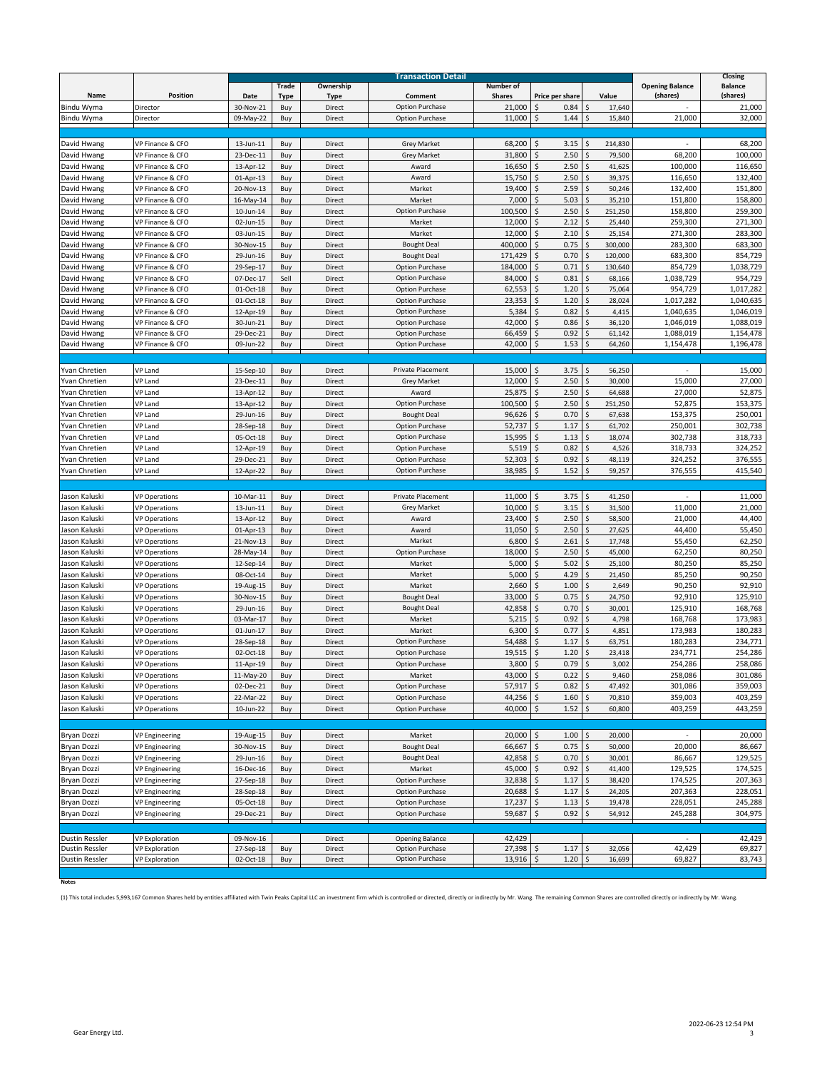| Name | Position | Transaction Detail | | | | | | | Opening Balance (shares) | Closing Balance (shares) |
|---|---|---|---|---|---|---|---|---|---|---|
| | | Date | Trade Type | Ownership Type | Comment | Number of Shares | Price per share | Value | | |
| Bindu Wyma | Director | 30-Nov-21 | Buy | Direct | Option Purchase | 21,000 | $ 0.84 | $ 17,640 | - | 21,000 |
| Bindu Wyma | Director | 09-May-22 | Buy | Direct | Option Purchase | 11,000 | $ 1.44 | $ 15,840 | 21,000 | 32,000 |
| | | | | | | | | | | |
| David Hwang | VP Finance & CFO | 13-Jun-11 | Buy | Direct | Grey Market | 68,200 | $ 3.15 | $ 214,830 | - | 68,200 |
| David Hwang | VP Finance & CFO | 23-Dec-11 | Buy | Direct | Grey Market | 31,800 | $ 2.50 | $ 79,500 | 68,200 | 100,000 |
| David Hwang | VP Finance & CFO | 13-Apr-12 | Buy | Direct | Award | 16,650 | $ 2.50 | $ 41,625 | 100,000 | 116,650 |
| David Hwang | VP Finance & CFO | 01-Apr-13 | Buy | Direct | Award | 15,750 | $ 2.50 | $ 39,375 | 116,650 | 132,400 |
| David Hwang | VP Finance & CFO | 20-Nov-13 | Buy | Direct | Market | 19,400 | $ 2.59 | $ 50,246 | 132,400 | 151,800 |
| David Hwang | VP Finance & CFO | 16-May-14 | Buy | Direct | Market | 7,000 | $ 5.03 | $ 35,210 | 151,800 | 158,800 |
| David Hwang | VP Finance & CFO | 10-Jun-14 | Buy | Direct | Option Purchase | 100,500 | $ 2.50 | $ 251,250 | 158,800 | 259,300 |
| David Hwang | VP Finance & CFO | 02-Jun-15 | Buy | Direct | Market | 12,000 | $ 2.12 | $ 25,440 | 259,300 | 271,300 |
| David Hwang | VP Finance & CFO | 03-Jun-15 | Buy | Direct | Market | 12,000 | $ 2.10 | $ 25,154 | 271,300 | 283,300 |
| David Hwang | VP Finance & CFO | 30-Nov-15 | Buy | Direct | Bought Deal | 400,000 | $ 0.75 | $ 300,000 | 283,300 | 683,300 |
| David Hwang | VP Finance & CFO | 29-Jun-16 | Buy | Direct | Bought Deal | 171,429 | $ 0.70 | $ 120,000 | 683,300 | 854,729 |
| David Hwang | VP Finance & CFO | 29-Sep-17 | Buy | Direct | Option Purchase | 184,000 | $ 0.71 | $ 130,640 | 854,729 | 1,038,729 |
| David Hwang | VP Finance & CFO | 07-Dec-17 | Sell | Direct | Option Purchase | 84,000 | $ 0.81 | $ 68,166 | 1,038,729 | 954,729 |
| David Hwang | VP Finance & CFO | 01-Oct-18 | Buy | Direct | Option Purchase | 62,553 | $ 1.20 | $ 75,064 | 954,729 | 1,017,282 |
| David Hwang | VP Finance & CFO | 01-Oct-18 | Buy | Direct | Option Purchase | 23,353 | $ 1.20 | $ 28,024 | 1,017,282 | 1,040,635 |
| David Hwang | VP Finance & CFO | 12-Apr-19 | Buy | Direct | Option Purchase | 5,384 | $ 0.82 | $ 4,415 | 1,040,635 | 1,046,019 |
| David Hwang | VP Finance & CFO | 30-Jun-21 | Buy | Direct | Option Purchase | 42,000 | $ 0.86 | $ 36,120 | 1,046,019 | 1,088,019 |
| David Hwang | VP Finance & CFO | 29-Dec-21 | Buy | Direct | Option Purchase | 66,459 | $ 0.92 | $ 61,142 | 1,088,019 | 1,154,478 |
| David Hwang | VP Finance & CFO | 09-Jun-22 | Buy | Direct | Option Purchase | 42,000 | $ 1.53 | $ 64,260 | 1,154,478 | 1,196,478 |
| | | | | | | | | | | |
| Yvan Chretien | VP Land | 15-Sep-10 | Buy | Direct | Private Placement | 15,000 | $ 3.75 | $ 56,250 | - | 15,000 |
| Yvan Chretien | VP Land | 23-Dec-11 | Buy | Direct | Grey Market | 12,000 | $ 2.50 | $ 30,000 | 15,000 | 27,000 |
| Yvan Chretien | VP Land | 13-Apr-12 | Buy | Direct | Award | 25,875 | $ 2.50 | $ 64,688 | 27,000 | 52,875 |
| Yvan Chretien | VP Land | 13-Apr-12 | Buy | Direct | Option Purchase | 100,500 | $ 2.50 | $ 251,250 | 52,875 | 153,375 |
| Yvan Chretien | VP Land | 29-Jun-16 | Buy | Direct | Bought Deal | 96,626 | $ 0.70 | $ 67,638 | 153,375 | 250,001 |
| Yvan Chretien | VP Land | 28-Sep-18 | Buy | Direct | Option Purchase | 52,737 | $ 1.17 | $ 61,702 | 250,001 | 302,738 |
| Yvan Chretien | VP Land | 05-Oct-18 | Buy | Direct | Option Purchase | 15,995 | $ 1.13 | $ 18,074 | 302,738 | 318,733 |
| Yvan Chretien | VP Land | 12-Apr-19 | Buy | Direct | Option Purchase | 5,519 | $ 0.82 | $ 4,526 | 318,733 | 324,252 |
| Yvan Chretien | VP Land | 29-Dec-21 | Buy | Direct | Option Purchase | 52,303 | $ 0.92 | $ 48,119 | 324,252 | 376,555 |
| Yvan Chretien | VP Land | 12-Apr-22 | Buy | Direct | Option Purchase | 38,985 | $ 1.52 | $ 59,257 | 376,555 | 415,540 |
| | | | | | | | | | | |
| Jason Kaluski | VP Operations | 10-Mar-11 | Buy | Direct | Private Placement | 11,000 | $ 3.75 | $ 41,250 | - | 11,000 |
| Jason Kaluski | VP Operations | 13-Jun-11 | Buy | Direct | Grey Market | 10,000 | $ 3.15 | $ 31,500 | 11,000 | 21,000 |
| Jason Kaluski | VP Operations | 13-Apr-12 | Buy | Direct | Award | 23,400 | $ 2.50 | $ 58,500 | 21,000 | 44,400 |
| Jason Kaluski | VP Operations | 01-Apr-13 | Buy | Direct | Award | 11,050 | $ 2.50 | $ 27,625 | 44,400 | 55,450 |
| Jason Kaluski | VP Operations | 21-Nov-13 | Buy | Direct | Market | 6,800 | $ 2.61 | $ 17,748 | 55,450 | 62,250 |
| Jason Kaluski | VP Operations | 28-May-14 | Buy | Direct | Option Purchase | 18,000 | $ 2.50 | $ 45,000 | 62,250 | 80,250 |
| Jason Kaluski | VP Operations | 12-Sep-14 | Buy | Direct | Market | 5,000 | $ 5.02 | $ 25,100 | 80,250 | 85,250 |
| Jason Kaluski | VP Operations | 08-Oct-14 | Buy | Direct | Market | 5,000 | $ 4.29 | $ 21,450 | 85,250 | 90,250 |
| Jason Kaluski | VP Operations | 19-Aug-15 | Buy | Direct | Market | 2,660 | $ 1.00 | $ 2,649 | 90,250 | 92,910 |
| Jason Kaluski | VP Operations | 30-Nov-15 | Buy | Direct | Bought Deal | 33,000 | $ 0.75 | $ 24,750 | 92,910 | 125,910 |
| Jason Kaluski | VP Operations | 29-Jun-16 | Buy | Direct | Bought Deal | 42,858 | $ 0.70 | $ 30,001 | 125,910 | 168,768 |
| Jason Kaluski | VP Operations | 03-Mar-17 | Buy | Direct | Market | 5,215 | $ 0.92 | $ 4,798 | 168,768 | 173,983 |
| Jason Kaluski | VP Operations | 01-Jun-17 | Buy | Direct | Market | 6,300 | $ 0.77 | $ 4,851 | 173,983 | 180,283 |
| Jason Kaluski | VP Operations | 28-Sep-18 | Buy | Direct | Option Purchase | 54,488 | $ 1.17 | $ 63,751 | 180,283 | 234,771 |
| Jason Kaluski | VP Operations | 02-Oct-18 | Buy | Direct | Option Purchase | 19,515 | $ 1.20 | $ 23,418 | 234,771 | 254,286 |
| Jason Kaluski | VP Operations | 11-Apr-19 | Buy | Direct | Option Purchase | 3,800 | $ 0.79 | $ 3,002 | 254,286 | 258,086 |
| Jason Kaluski | VP Operations | 11-May-20 | Buy | Direct | Market | 43,000 | $ 0.22 | $ 9,460 | 258,086 | 301,086 |
| Jason Kaluski | VP Operations | 02-Dec-21 | Buy | Direct | Option Purchase | 57,917 | $ 0.82 | $ 47,492 | 301,086 | 359,003 |
| Jason Kaluski | VP Operations | 22-Mar-22 | Buy | Direct | Option Purchase | 44,256 | $ 1.60 | $ 70,810 | 359,003 | 403,259 |
| Jason Kaluski | VP Operations | 10-Jun-22 | Buy | Direct | Option Purchase | 40,000 | $ 1.52 | $ 60,800 | 403,259 | 443,259 |
| | | | | | | | | | | |
| Bryan Dozzi | VP Engineering | 19-Aug-15 | Buy | Direct | Market | 20,000 | $ 1.00 | $ 20,000 | - | 20,000 |
| Bryan Dozzi | VP Engineering | 30-Nov-15 | Buy | Direct | Bought Deal | 66,667 | $ 0.75 | $ 50,000 | 20,000 | 86,667 |
| Bryan Dozzi | VP Engineering | 29-Jun-16 | Buy | Direct | Bought Deal | 42,858 | $ 0.70 | $ 30,001 | 86,667 | 129,525 |
| Bryan Dozzi | VP Engineering | 16-Dec-16 | Buy | Direct | Market | 45,000 | $ 0.92 | $ 41,400 | 129,525 | 174,525 |
| Bryan Dozzi | VP Engineering | 27-Sep-18 | Buy | Direct | Option Purchase | 32,838 | $ 1.17 | $ 38,420 | 174,525 | 207,363 |
| Bryan Dozzi | VP Engineering | 28-Sep-18 | Buy | Direct | Option Purchase | 20,688 | $ 1.17 | $ 24,205 | 207,363 | 228,051 |
| Bryan Dozzi | VP Engineering | 05-Oct-18 | Buy | Direct | Option Purchase | 17,237 | $ 1.13 | $ 19,478 | 228,051 | 245,288 |
| Bryan Dozzi | VP Engineering | 29-Dec-21 | Buy | Direct | Option Purchase | 59,687 | $ 0.92 | $ 54,912 | 245,288 | 304,975 |
| | | | | | | | | | | |
| Dustin Ressler | VP Exploration | 09-Nov-16 | | Direct | Opening Balance | 42,429 | | | - | 42,429 |
| Dustin Ressler | VP Exploration | 27-Sep-18 | Buy | Direct | Option Purchase | 27,398 | $ 1.17 | $ 32,056 | 42,429 | 69,827 |
| Dustin Ressler | VP Exploration | 02-Oct-18 | Buy | Direct | Option Purchase | 13,916 | $ 1.20 | $ 16,699 | 69,827 | 83,743 |

**Notes**

(1) This total includes 5,993,167 Common Shares held by entities affiliated with Twin Peaks Capital LLC an investment firm which is controlled or directed, directly or indirectly by Mr. Wang. The remaining Common Shares are controlled directly or indirectly by Mr. Wang.

Gear Energy Ltd.

2022-06-23 12:54 PM